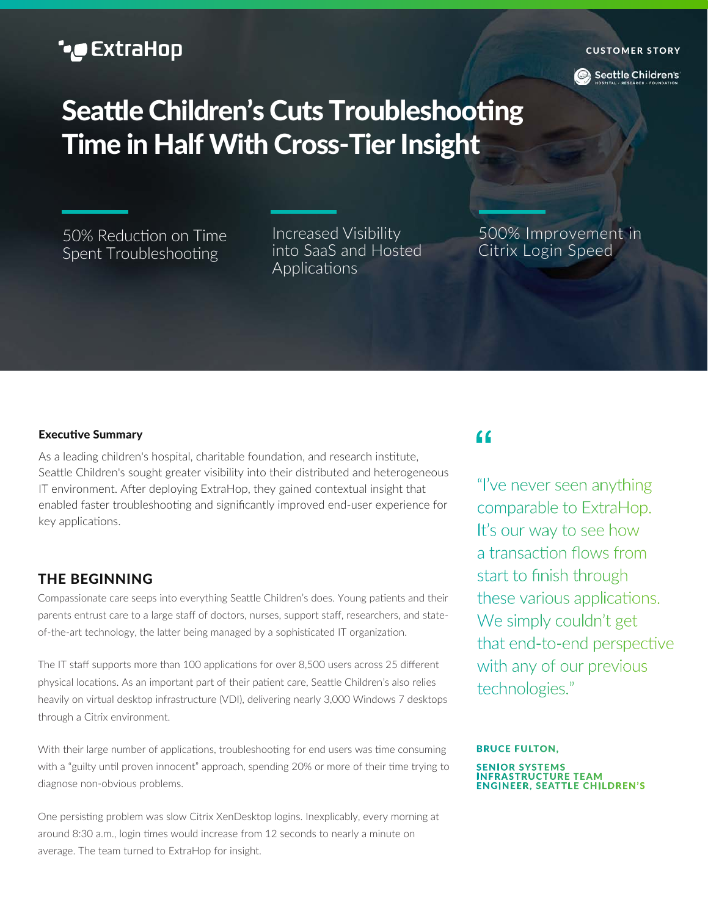ExtraHop

CUSTOMER STORY

Seattle Children's HOSPITAL · RESEARCH · FOUNDATION

# Seattle Children's Cuts Troubleshooting Time in Half With Cross-Tier Insight

50% Reduction on Time Spent Troubleshooting

Increased Visibility into SaaS and Hosted Applications

500% Improvement in Citrix Login Speed

**Executive Summary**

As a leading children's hospital, charitable foundation, and research institute, Seattle Children's sought greater visibility into their distributed and heterogeneous IT environment. After deploying ExtraHop, they gained contextual insight that enabled faster troubleshooting and significantly improved end-user experience for key applications.

## THE BEGINNING

Compassionate care seeps into everything Seattle Children's does. Young patients and their parents entrust care to a large staff of doctors, nurses, support staff, researchers, and state-of-the-art technology, the latter being managed by a sophisticated IT organization.

The IT staff supports more than 100 applications for over 8,500 users across 25 different physical locations. As an important part of their patient care, Seattle Children's also relies heavily on virtual desktop infrastructure (VDI), delivering nearly 3,000 Windows 7 desktops through a Citrix environment.

With their large number of applications, troubleshooting for end users was time consuming with a "guilty until proven innocent" approach, spending 20% or more of their time trying to diagnose non-obvious problems.

One persisting problem was slow Citrix XenDesktop logins. Inexplicably, every morning at around 8:30 a.m., login times would increase from 12 seconds to nearly a minute on average. The team turned to ExtraHop for insight.

> "I've never seen anything comparable to ExtraHop. It's our way to see how a transaction flows from start to finish through these various applications. We simply couldn't get that end-to-end perspective with any of our previous technologies."

**BRUCE FULTON,**

**SENIOR SYSTEMS INFRASTRUCTURE TEAM ENGINEER, SEATTLE CHILDREN'S**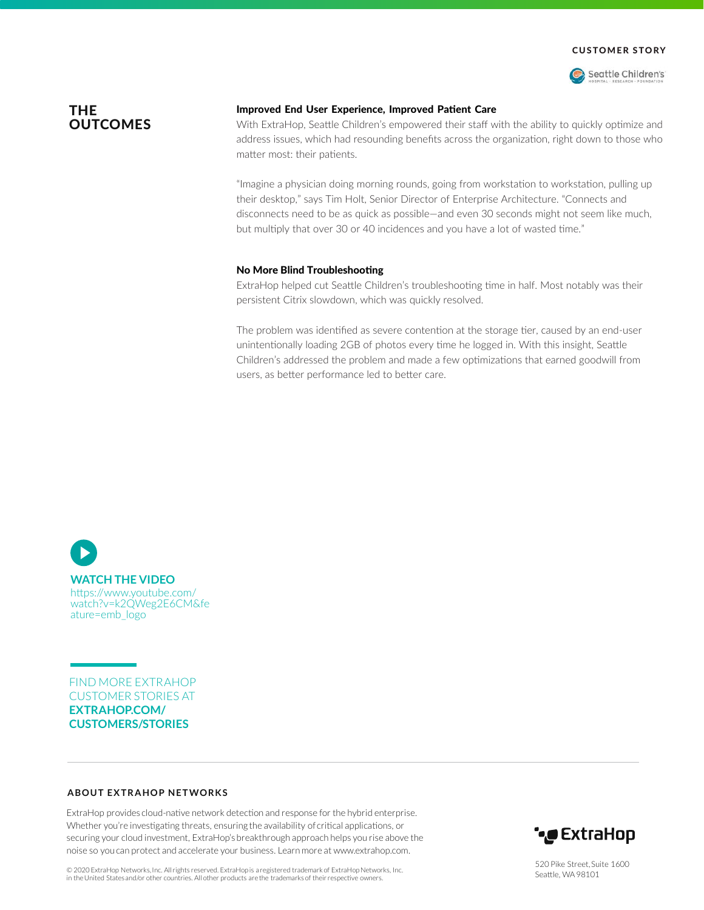CUSTOMER STORY

## THE OUTCOMES

**Improved End User Experience, Improved Patient Care**

With ExtraHop, Seattle Children's empowered their staff with the ability to quickly optimize and address issues, which had resounding benefits across the organization, right down to those who matter most: their patients.

"Imagine a physician doing morning rounds, going from workstation to workstation, pulling up their desktop," says Tim Holt, Senior Director of Enterprise Architecture. "Connects and disconnects need to be as quick as possible—and even 30 seconds might not seem like much, but multiply that over 30 or 40 incidences and you have a lot of wasted time."

**No More Blind Troubleshooting**

ExtraHop helped cut Seattle Children's troubleshooting time in half. Most notably was their persistent Citrix slowdown, which was quickly resolved.

The problem was identified as severe contention at the storage tier, caused by an end-user unintentionally loading 2GB of photos every time he logged in. With this insight, Seattle Children's addressed the problem and made a few optimizations that earned goodwill from users, as better performance led to better care.

**WATCH THE VIDEO**
https://www.youtube.com/watch?v=k2QWeg2E6CM&feature=emb_logo

FIND MORE EXTRAHOP CUSTOMER STORIES AT **EXTRAHOP.COM/CUSTOMERS/STORIES**

### ABOUT EXTRAHOP NETWORKS

ExtraHop provides cloud-native network detection and response for the hybrid enterprise. Whether you're investigating threats, ensuring the availability of critical applications, or securing your cloud investment, ExtraHop's breakthrough approach helps you rise above the noise so you can protect and accelerate your business. Learn more at www.extrahop.com.

© 2020 ExtraHop Networks, Inc. All rights reserved. ExtraHop is a registered trademark of ExtraHop Networks, Inc. in the United States and/or other countries. All other products are the trademarks of their respective owners.

520 Pike Street, Suite 1600
Seattle, WA 98101